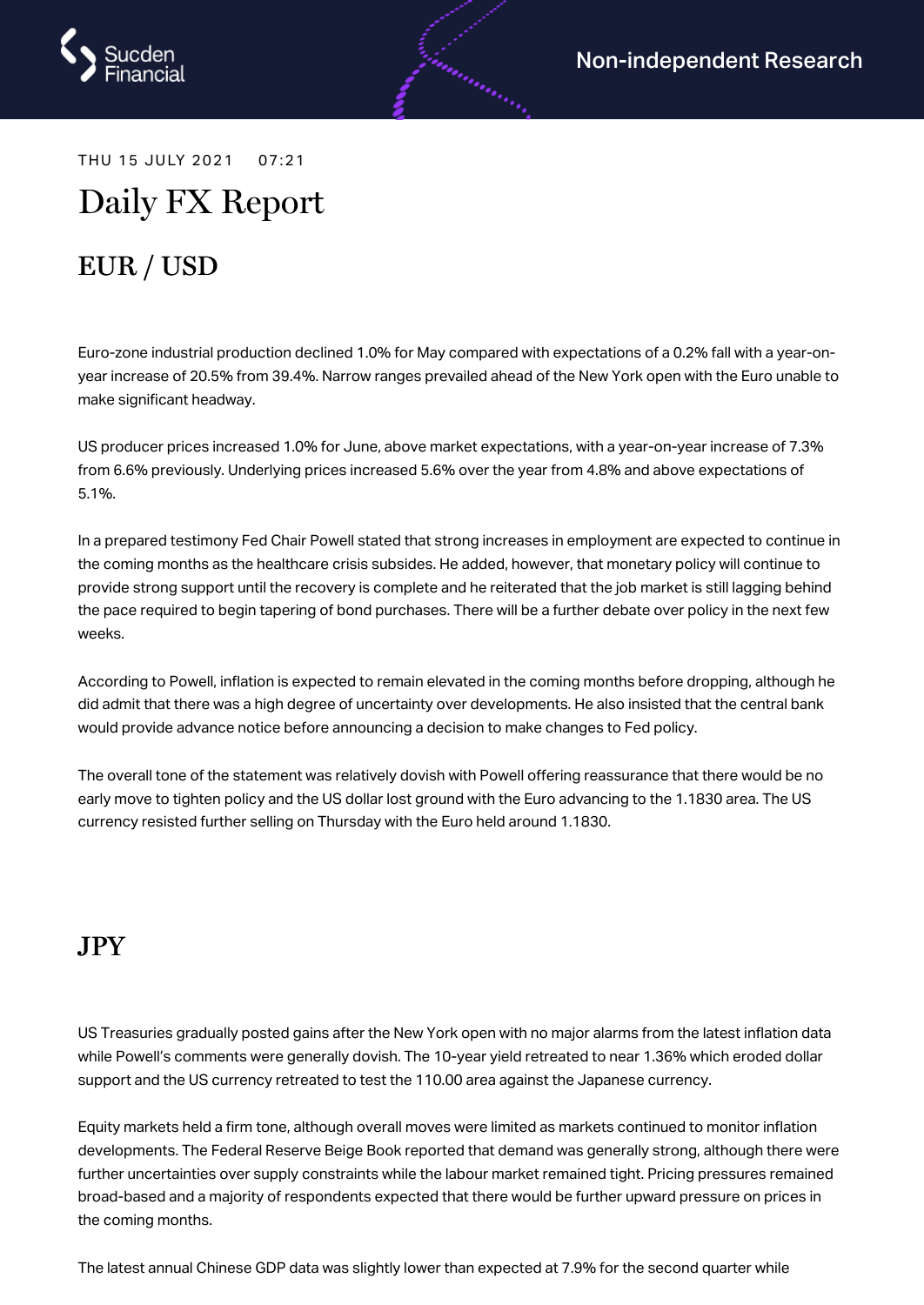THU 15 JULY 2021 07:21

# Daily FX Report

## EUR / USD

Euro-zone industrial production declined 1.0% for May compared with expectations of a 0.2% fall with a year-on-year increase of 20.5% from 39.4%. Narrow ranges prevailed ahead of the New York open with the Euro unable to make significant headway.

US producer prices increased 1.0% for June, above market expectations, with a year-on-year increase of 7.3% from 6.6% previously. Underlying prices increased 5.6% over the year from 4.8% and above expectations of 5.1%.

In a prepared testimony Fed Chair Powell stated that strong increases in employment are expected to continue in the coming months as the healthcare crisis subsides. He added, however, that monetary policy will continue to provide strong support until the recovery is complete and he reiterated that the job market is still lagging behind the pace required to begin tapering of bond purchases. There will be a further debate over policy in the next few weeks.

According to Powell, inflation is expected to remain elevated in the coming months before dropping, although he did admit that there was a high degree of uncertainty over developments. He also insisted that the central bank would provide advance notice before announcing a decision to make changes to Fed policy.

The overall tone of the statement was relatively dovish with Powell offering reassurance that there would be no early move to tighten policy and the US dollar lost ground with the Euro advancing to the 1.1830 area. The US currency resisted further selling on Thursday with the Euro held around 1.1830.

## JPY

US Treasuries gradually posted gains after the New York open with no major alarms from the latest inflation data while Powell's comments were generally dovish. The 10-year yield retreated to near 1.36% which eroded dollar support and the US currency retreated to test the 110.00 area against the Japanese currency.

Equity markets held a firm tone, although overall moves were limited as markets continued to monitor inflation developments. The Federal Reserve Beige Book reported that demand was generally strong, although there were further uncertainties over supply constraints while the labour market remained tight. Pricing pressures remained broad-based and a majority of respondents expected that there would be further upward pressure on prices in the coming months.

The latest annual Chinese GDP data was slightly lower than expected at 7.9% for the second quarter while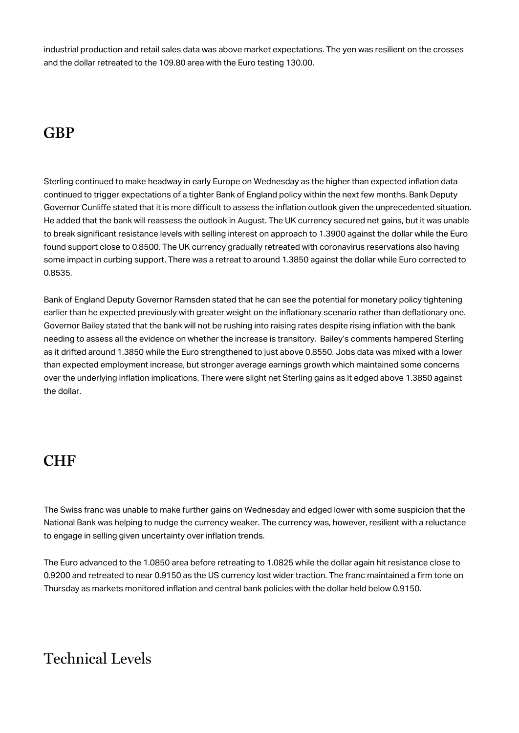industrial production and retail sales data was above market expectations. The yen was resilient on the crosses and the dollar retreated to the 109.80 area with the Euro testing 130.00.

## GBP

Sterling continued to make headway in early Europe on Wednesday as the higher than expected inflation data continued to trigger expectations of a tighter Bank of England policy within the next few months. Bank Deputy Governor Cunliffe stated that it is more difficult to assess the inflation outlook given the unprecedented situation. He added that the bank will reassess the outlook in August. The UK currency secured net gains, but it was unable to break significant resistance levels with selling interest on approach to 1.3900 against the dollar while the Euro found support close to 0.8500. The UK currency gradually retreated with coronavirus reservations also having some impact in curbing support. There was a retreat to around 1.3850 against the dollar while Euro corrected to 0.8535.

Bank of England Deputy Governor Ramsden stated that he can see the potential for monetary policy tightening earlier than he expected previously with greater weight on the inflationary scenario rather than deflationary one. Governor Bailey stated that the bank will not be rushing into raising rates despite rising inflation with the bank needing to assess all the evidence on whether the increase is transitory. Bailey's comments hampered Sterling as it drifted around 1.3850 while the Euro strengthened to just above 0.8550. Jobs data was mixed with a lower than expected employment increase, but stronger average earnings growth which maintained some concerns over the underlying inflation implications. There were slight net Sterling gains as it edged above 1.3850 against the dollar.

## CHF

The Swiss franc was unable to make further gains on Wednesday and edged lower with some suspicion that the National Bank was helping to nudge the currency weaker. The currency was, however, resilient with a reluctance to engage in selling given uncertainty over inflation trends.

The Euro advanced to the 1.0850 area before retreating to 1.0825 while the dollar again hit resistance close to 0.9200 and retreated to near 0.9150 as the US currency lost wider traction. The franc maintained a firm tone on Thursday as markets monitored inflation and central bank policies with the dollar held below 0.9150.

## Technical Levels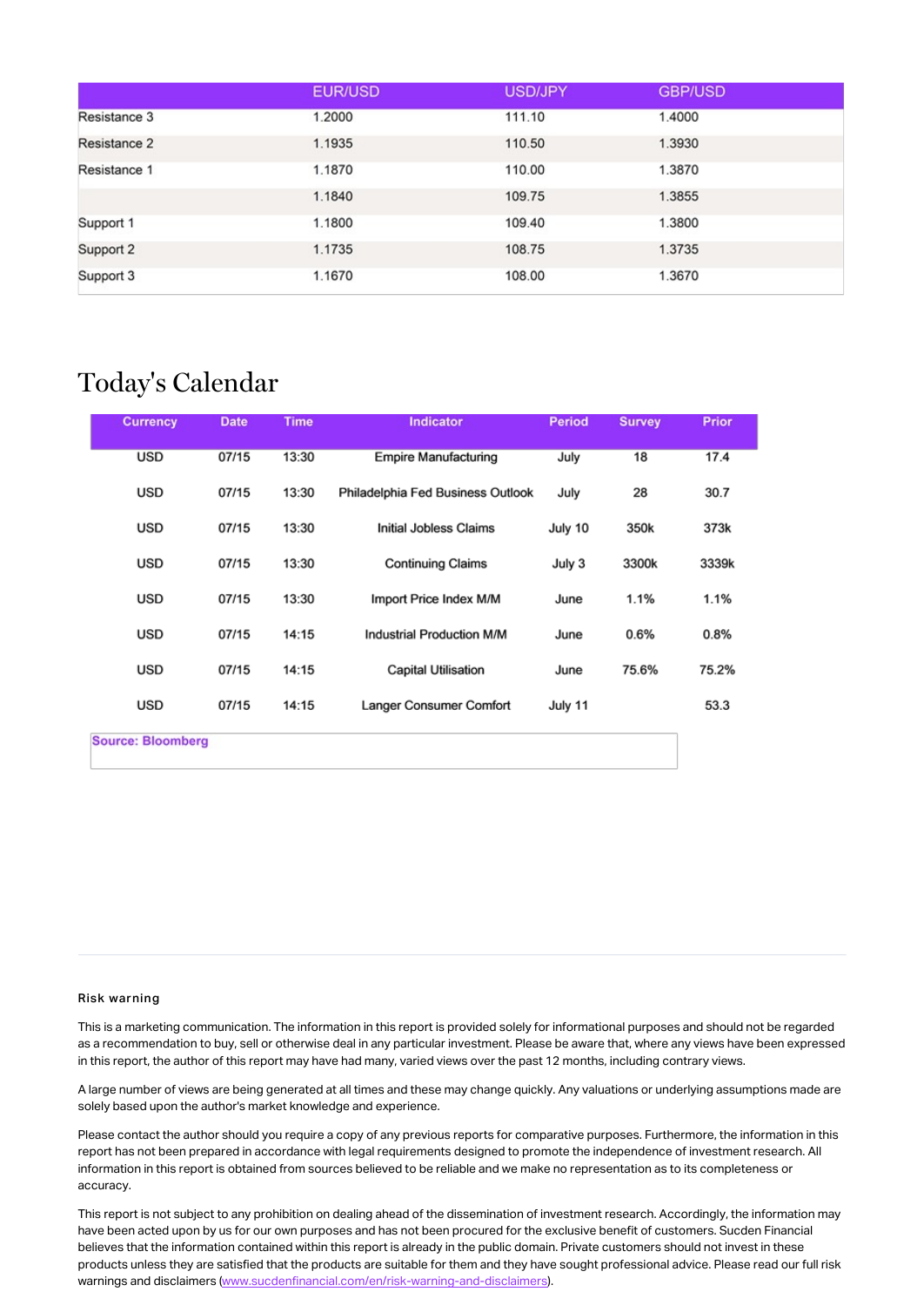| | EUR/USD | USD/JPY | GBP/USD |
|---|---|---|---|
| Resistance 3 | 1.2000 | 111.10 | 1.4000 |
| Resistance 2 | 1.1935 | 110.50 | 1.3930 |
| Resistance 1 | 1.1870 | 110.00 | 1.3870 |
| | 1.1840 | 109.75 | 1.3855 |
| Support 1 | 1.1800 | 109.40 | 1.3800 |
| Support 2 | 1.1735 | 108.75 | 1.3735 |
| Support 3 | 1.1670 | 108.00 | 1.3670 |

# Today's Calendar

| Currency | Date | Time | Indicator | Period | Survey | Prior |
|---|---|---|---|---|---|---|
| USD | 07/15 | 13:30 | Empire Manufacturing | July | 18 | 17.4 |
| USD | 07/15 | 13:30 | Philadelphia Fed Business Outlook | July | 28 | 30.7 |
| USD | 07/15 | 13:30 | Initial Jobless Claims | July 10 | 350k | 373k |
| USD | 07/15 | 13:30 | Continuing Claims | July 3 | 3300k | 3339k |
| USD | 07/15 | 13:30 | Import Price Index M/M | June | 1.1% | 1.1% |
| USD | 07/15 | 14:15 | Industrial Production M/M | June | 0.6% | 0.8% |
| USD | 07/15 | 14:15 | Capital Utilisation | June | 75.6% | 75.2% |
| USD | 07/15 | 14:15 | Langer Consumer Comfort | July 11 | | 53.3 |

Source: Bloomberg

#### Risk warning

This is a marketing communication. The information in this report is provided solely for informational purposes and should not be regarded as a recommendation to buy, sell or otherwise deal in any particular investment. Please be aware that, where any views have been expressed in this report, the author of this report may have had many, varied views over the past 12 months, including contrary views.

A large number of views are being generated at all times and these may change quickly. Any valuations or underlying assumptions made are solely based upon the author's market knowledge and experience.

Please contact the author should you require a copy of any previous reports for comparative purposes. Furthermore, the information in this report has not been prepared in accordance with legal requirements designed to promote the independence of investment research. All information in this report is obtained from sources believed to be reliable and we make no representation as to its completeness or accuracy.

This report is not subject to any prohibition on dealing ahead of the dissemination of investment research. Accordingly, the information may have been acted upon by us for our own purposes and has not been procured for the exclusive benefit of customers. Sucden Financial believes that the information contained within this report is already in the public domain. Private customers should not invest in these products unless they are satisfied that the products are suitable for them and they have sought professional advice. Please read our full risk warnings and disclaimers (www.sucdenfinancial.com/en/risk-warning-and-disclaimers).